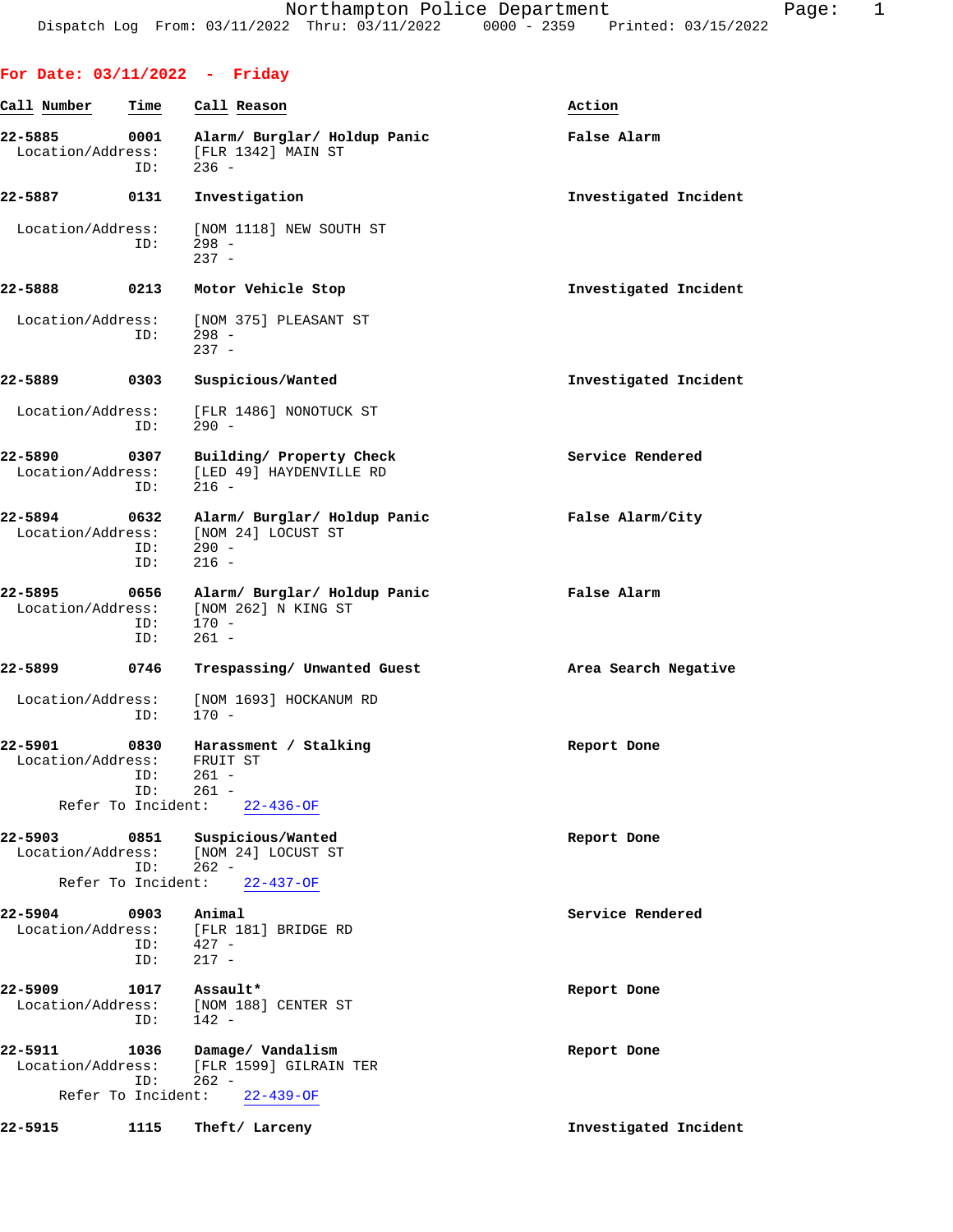# Northampton Police Department

Dispatch Log From: 03/11/2022 Thru: 03/11/2022 0000 - 2359 Printed: 03/15/2022

## For Date: 03/11/2022 - Friday

| Call Number | Time | Call Reason | Action |
|---|---|---|---|
| 22-5885 | 0001 | Alarm/ Burglar/ Holdup Panic | False Alarm |
| | | Location/Address: [FLR 1342] MAIN ST | |
| | | ID: 236 - | |
| 22-5887 | 0131 | Investigation | Investigated Incident |
| | | Location/Address: [NOM 1118] NEW SOUTH ST | |
| | | ID: 298 - | |
| | | 237 - | |
| 22-5888 | 0213 | Motor Vehicle Stop | Investigated Incident |
| | | Location/Address: [NOM 375] PLEASANT ST | |
| | | ID: 298 - | |
| | | 237 - | |
| 22-5889 | 0303 | Suspicious/Wanted | Investigated Incident |
| | | Location/Address: [FLR 1486] NONOTUCK ST | |
| | | ID: 290 - | |
| 22-5890 | 0307 | Building/ Property Check | Service Rendered |
| | | Location/Address: [LED 49] HAYDENVILLE RD | |
| | | ID: 216 - | |
| 22-5894 | 0632 | Alarm/ Burglar/ Holdup Panic | False Alarm/City |
| | | Location/Address: [NOM 24] LOCUST ST | |
| | | ID: 290 - | |
| | | ID: 216 - | |
| 22-5895 | 0656 | Alarm/ Burglar/ Holdup Panic | False Alarm |
| | | Location/Address: [NOM 262] N KING ST | |
| | | ID: 170 - | |
| | | ID: 261 - | |
| 22-5899 | 0746 | Trespassing/ Unwanted Guest | Area Search Negative |
| | | Location/Address: [NOM 1693] HOCKANUM RD | |
| | | ID: 170 - | |
| 22-5901 | 0830 | Harassment / Stalking | Report Done |
| | | Location/Address: FRUIT ST | |
| | | ID: 261 - | |
| | | ID: 261 - | |
| | | Refer To Incident: 22-436-OF | |
| 22-5903 | 0851 | Suspicious/Wanted | Report Done |
| | | Location/Address: [NOM 24] LOCUST ST | |
| | | ID: 262 - | |
| | | Refer To Incident: 22-437-OF | |
| 22-5904 | 0903 | Animal | Service Rendered |
| | | Location/Address: [FLR 181] BRIDGE RD | |
| | | ID: 427 - | |
| | | ID: 217 - | |
| 22-5909 | 1017 | Assault* | Report Done |
| | | Location/Address: [NOM 188] CENTER ST | |
| | | ID: 142 - | |
| 22-5911 | 1036 | Damage/ Vandalism | Report Done |
| | | Location/Address: [FLR 1599] GILRAIN TER | |
| | | ID: 262 - | |
| | | Refer To Incident: 22-439-OF | |
| 22-5915 | 1115 | Theft/ Larceny | Investigated Incident |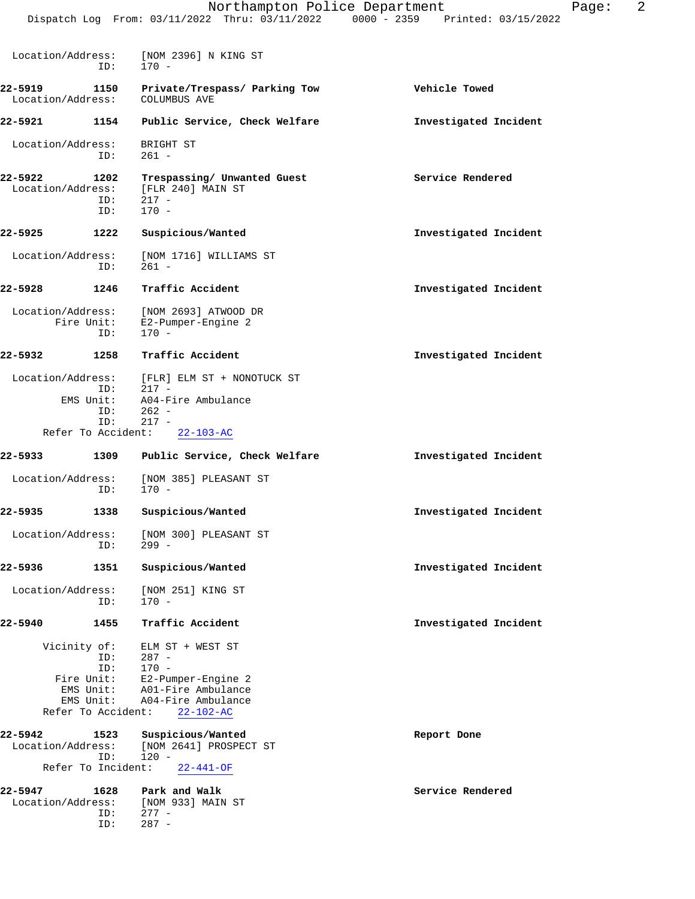Location/Address: [NOM 2396] N KING ST
ID: 170 -

**22-5919 1150 Private/Trespass/ Parking Tow** — **Vehicle Towed**
Location/Address: COLUMBUS AVE

**22-5921 1154 Public Service, Check Welfare** — **Investigated Incident**
Location/Address: BRIGHT ST
ID: 261 -

**22-5922 1202 Trespassing/ Unwanted Guest** — **Service Rendered**
Location/Address: [FLR 240] MAIN ST
ID: 217 -
ID: 170 -

**22-5925 1222 Suspicious/Wanted** — **Investigated Incident**
Location/Address: [NOM 1716] WILLIAMS ST
ID: 261 -

**22-5928 1246 Traffic Accident** — **Investigated Incident**
Location/Address: [NOM 2693] ATWOOD DR
Fire Unit: E2-Pumper-Engine 2
ID: 170 -

**22-5932 1258 Traffic Accident** — **Investigated Incident**
Location/Address: [FLR] ELM ST + NONOTUCK ST
ID: 217 -
EMS Unit: A04-Fire Ambulance
ID: 262 -
ID: 217 -
Refer To Accident: 22-103-AC

**22-5933 1309 Public Service, Check Welfare** — **Investigated Incident**
Location/Address: [NOM 385] PLEASANT ST
ID: 170 -

**22-5935 1338 Suspicious/Wanted** — **Investigated Incident**
Location/Address: [NOM 300] PLEASANT ST
ID: 299 -

**22-5936 1351 Suspicious/Wanted** — **Investigated Incident**
Location/Address: [NOM 251] KING ST
ID: 170 -

**22-5940 1455 Traffic Accident** — **Investigated Incident**
Vicinity of: ELM ST + WEST ST
ID: 287 -
ID: 170 -
Fire Unit: E2-Pumper-Engine 2
EMS Unit: A01-Fire Ambulance
EMS Unit: A04-Fire Ambulance
Refer To Accident: 22-102-AC

**22-5942 1523 Suspicious/Wanted** — **Report Done**
Location/Address: [NOM 2641] PROSPECT ST
ID: 120 -
Refer To Incident: 22-441-OF

**22-5947 1628 Park and Walk** — **Service Rendered**
Location/Address: [NOM 933] MAIN ST
ID: 277 -
ID: 287 -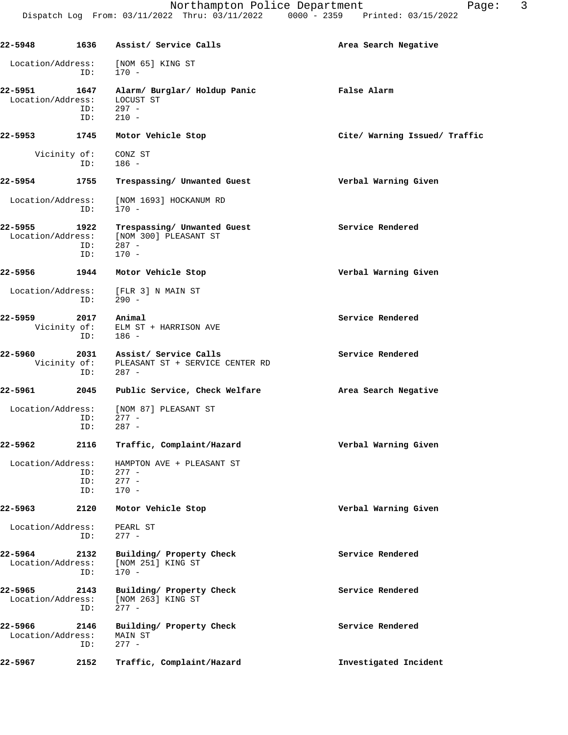**22-5948 1636 Assist/ Service Calls** — **Area Search Negative**

Location/Address: [NOM 65] KING ST
ID: 170 -

**22-5951 1647 Alarm/ Burglar/ Holdup Panic** — **False Alarm**

Location/Address: LOCUST ST
ID: 297 -
ID: 210 -

**22-5953 1745 Motor Vehicle Stop** — **Cite/ Warning Issued/ Traffic**

Vicinity of: CONZ ST
ID: 186 -

**22-5954 1755 Trespassing/ Unwanted Guest** — **Verbal Warning Given**

Location/Address: [NOM 1693] HOCKANUM RD
ID: 170 -

**22-5955 1922 Trespassing/ Unwanted Guest** — **Service Rendered**

Location/Address: [NOM 300] PLEASANT ST
ID: 287 -
ID: 170 -

**22-5956 1944 Motor Vehicle Stop** — **Verbal Warning Given**

Location/Address: [FLR 3] N MAIN ST
ID: 290 -

**22-5959 2017 Animal** — **Service Rendered**

Vicinity of: ELM ST + HARRISON AVE
ID: 186 -

**22-5960 2031 Assist/ Service Calls** — **Service Rendered**

Vicinity of: PLEASANT ST + SERVICE CENTER RD
ID: 287 -

**22-5961 2045 Public Service, Check Welfare** — **Area Search Negative**

Location/Address: [NOM 87] PLEASANT ST
ID: 277 -
ID: 287 -

**22-5962 2116 Traffic, Complaint/Hazard** — **Verbal Warning Given**

Location/Address: HAMPTON AVE + PLEASANT ST
ID: 277 -
ID: 277 -
ID: 170 -

**22-5963 2120 Motor Vehicle Stop** — **Verbal Warning Given**

Location/Address: PEARL ST
ID: 277 -

**22-5964 2132 Building/ Property Check** — **Service Rendered**

Location/Address: [NOM 251] KING ST
ID: 170 -

**22-5965 2143 Building/ Property Check** — **Service Rendered**

Location/Address: [NOM 263] KING ST
ID: 277 -

**22-5966 2146 Building/ Property Check** — **Service Rendered**

Location/Address: MAIN ST
ID: 277 -

**22-5967 2152 Traffic, Complaint/Hazard** — **Investigated Incident**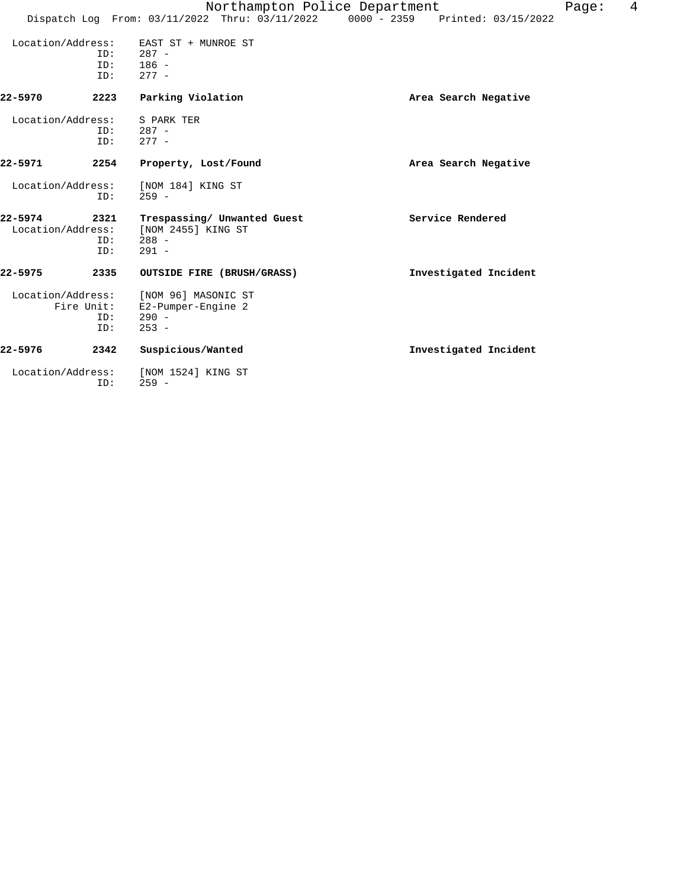Location/Address: EAST ST + MUNROE ST
ID: 287 -
ID: 186 -
ID: 277 -

**22-5970 2223 Parking Violation** **Area Search Negative**

Location/Address: S PARK TER
ID: 287 -
ID: 277 -

**22-5971 2254 Property, Lost/Found** **Area Search Negative**

Location/Address: [NOM 184] KING ST
ID: 259 -

**22-5974 2321 Trespassing/ Unwanted Guest** **Service Rendered**
Location/Address: [NOM 2455] KING ST
ID: 288 -
ID: 291 -

**22-5975 2335 OUTSIDE FIRE (BRUSH/GRASS)** **Investigated Incident**

Location/Address: [NOM 96] MASONIC ST
Fire Unit: E2-Pumper-Engine 2
ID: 290 -
ID: 253 -

**22-5976 2342 Suspicious/Wanted** **Investigated Incident**

Location/Address: [NOM 1524] KING ST
ID: 259 -